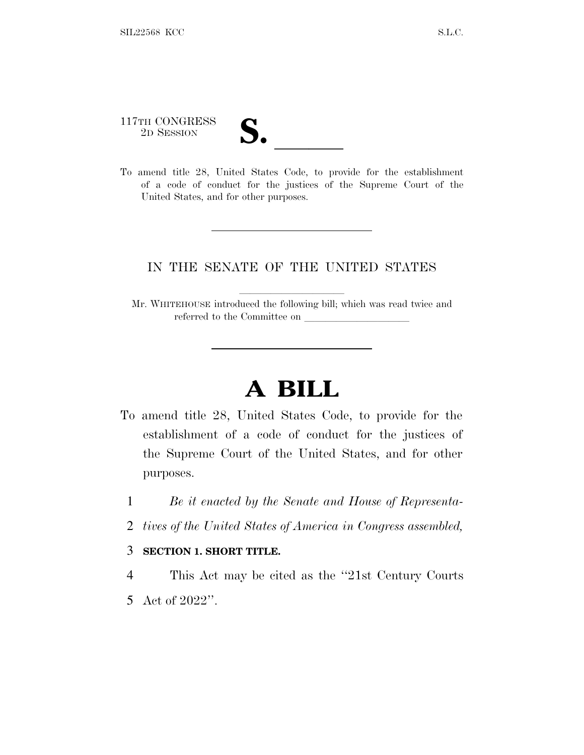117TH CONGRESS
2D SESSION

# S. ______

To amend title 28, United States Code, to provide for the establishment of a code of conduct for the justices of the Supreme Court of the United States, and for other purposes.

---

IN THE SENATE OF THE UNITED STATES

Mr. WHITEHOUSE introduced the following bill; which was read twice and referred to the Committee on ____________________

---

# A BILL

To amend title 28, United States Code, to provide for the establishment of a code of conduct for the justices of the Supreme Court of the United States, and for other purposes.

1 *Be it enacted by the Senate and House of Representa-*
2 *tives of the United States of America in Congress assembled,*

3 **SECTION 1. SHORT TITLE.**

4 This Act may be cited as the ''21st Century Courts
5 Act of 2022''.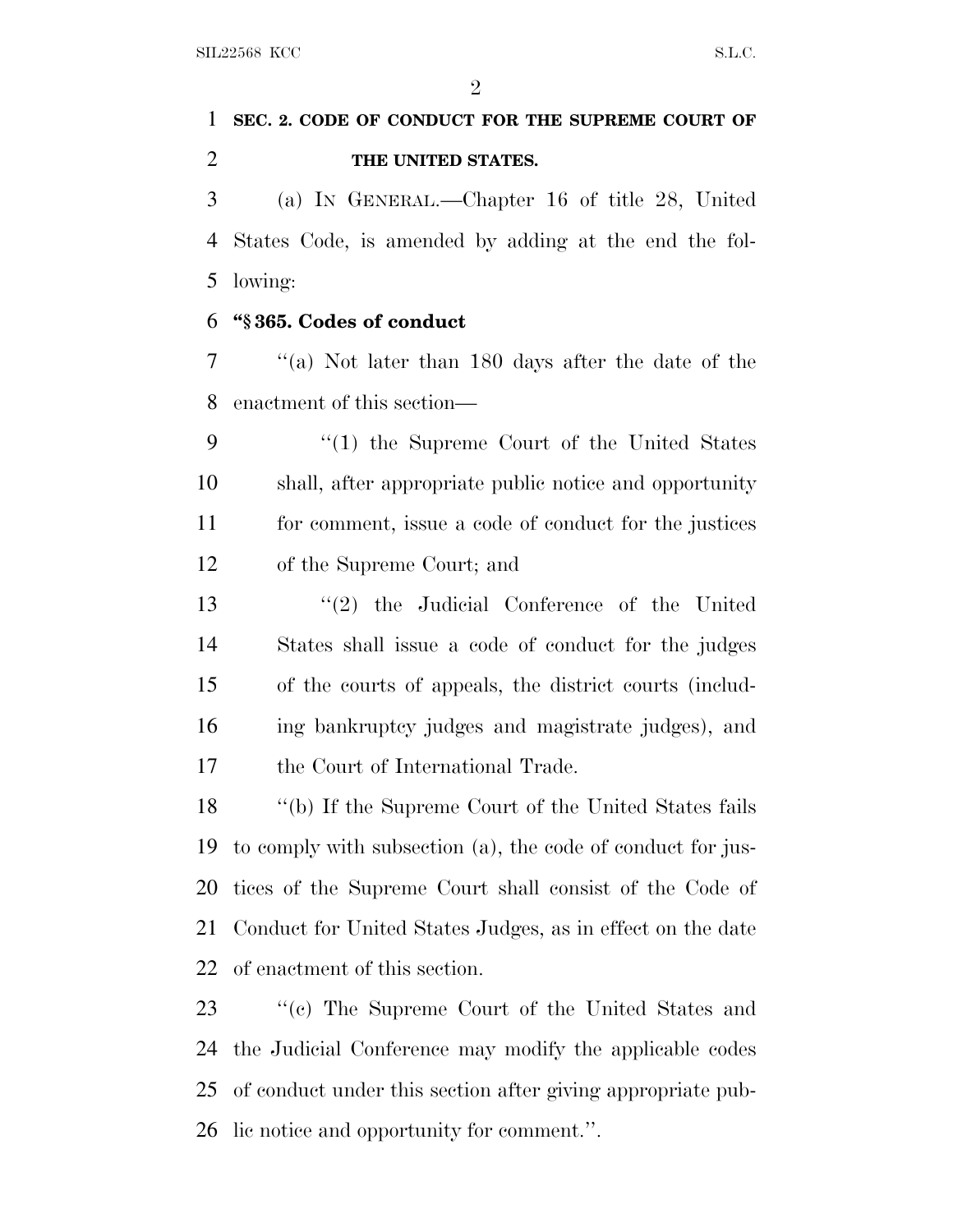**SEC. 2. CODE OF CONDUCT FOR THE SUPREME COURT OF THE UNITED STATES.**

(a) IN GENERAL.—Chapter 16 of title 28, United States Code, is amended by adding at the end the following:

**"§ 365. Codes of conduct**

"(a) Not later than 180 days after the date of the enactment of this section—

"(1) the Supreme Court of the United States shall, after appropriate public notice and opportunity for comment, issue a code of conduct for the justices of the Supreme Court; and

"(2) the Judicial Conference of the United States shall issue a code of conduct for the judges of the courts of appeals, the district courts (including bankruptcy judges and magistrate judges), and the Court of International Trade.

"(b) If the Supreme Court of the United States fails to comply with subsection (a), the code of conduct for justices of the Supreme Court shall consist of the Code of Conduct for United States Judges, as in effect on the date of enactment of this section.

"(c) The Supreme Court of the United States and the Judicial Conference may modify the applicable codes of conduct under this section after giving appropriate public notice and opportunity for comment.".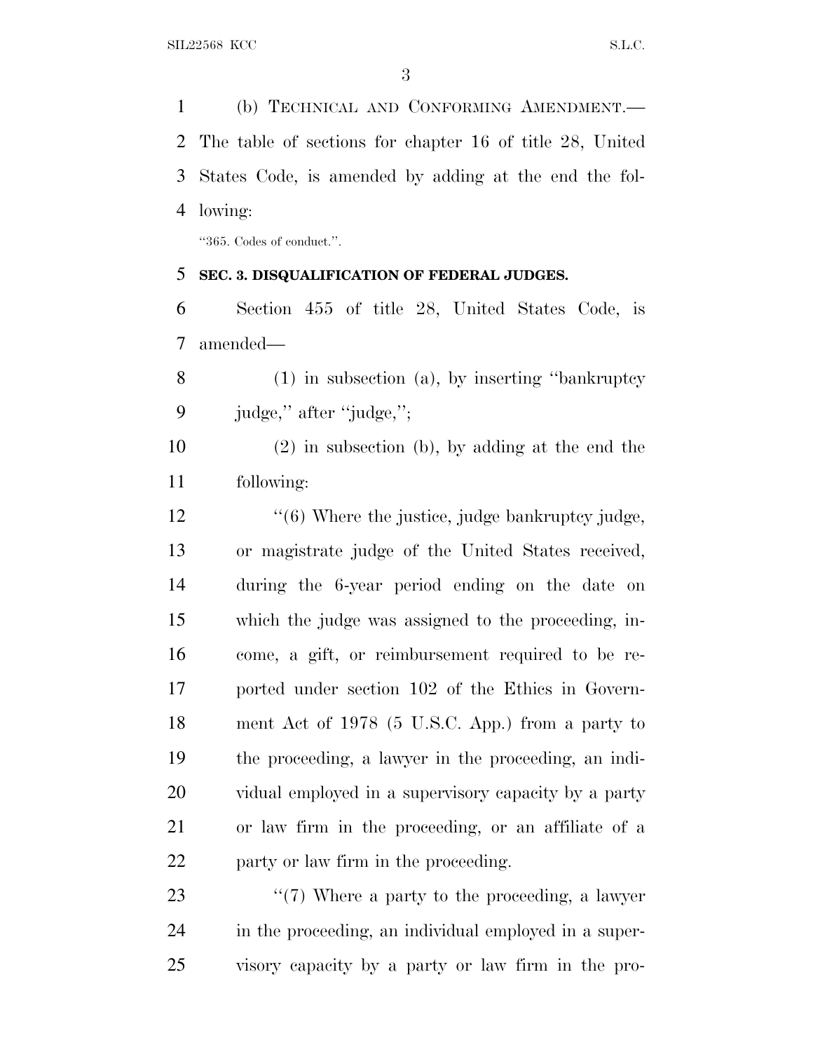(b) TECHNICAL AND CONFORMING AMENDMENT.—The table of sections for chapter 16 of title 28, United States Code, is amended by adding at the end the following:

"365. Codes of conduct.".

**SEC. 3. DISQUALIFICATION OF FEDERAL JUDGES.**

Section 455 of title 28, United States Code, is amended—

(1) in subsection (a), by inserting "bankruptcy judge," after "judge,";

(2) in subsection (b), by adding at the end the following:

"(6) Where the justice, judge bankruptcy judge, or magistrate judge of the United States received, during the 6-year period ending on the date on which the judge was assigned to the proceeding, income, a gift, or reimbursement required to be reported under section 102 of the Ethics in Government Act of 1978 (5 U.S.C. App.) from a party to the proceeding, a lawyer in the proceeding, an individual employed in a supervisory capacity by a party or law firm in the proceeding, or an affiliate of a party or law firm in the proceeding.

"(7) Where a party to the proceeding, a lawyer in the proceeding, an individual employed in a supervisory capacity by a party or law firm in the pro-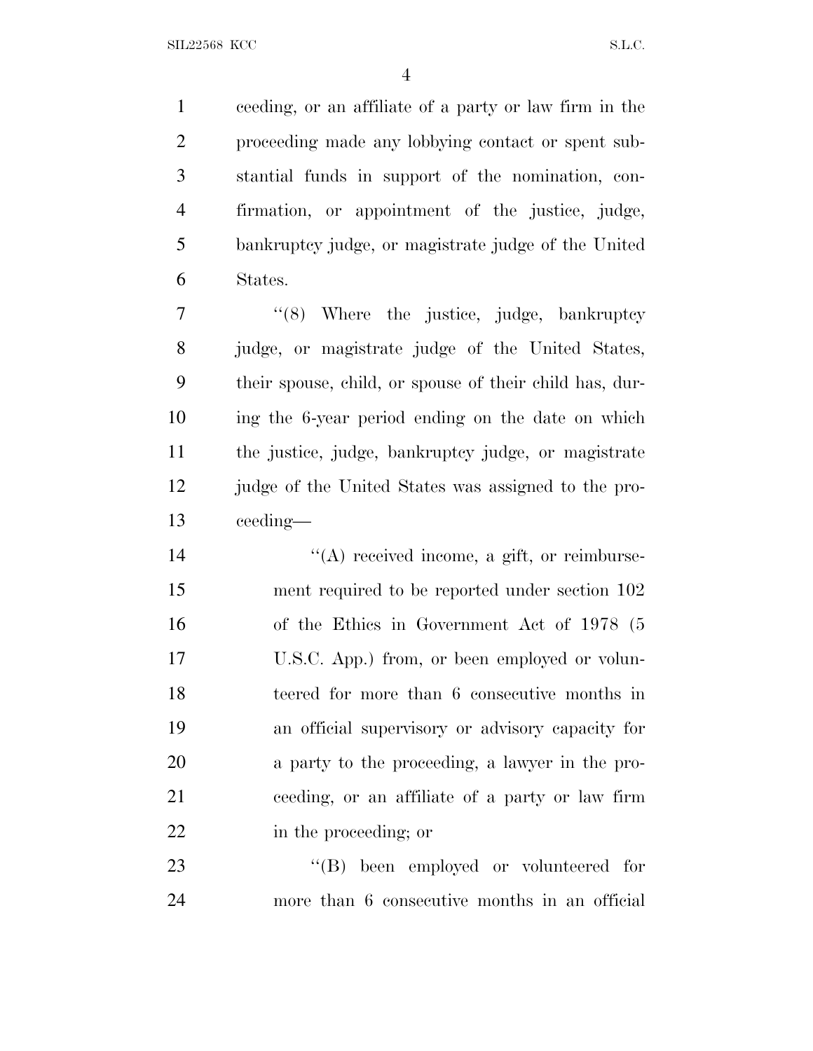ceeding, or an affiliate of a party or law firm in the proceeding made any lobbying contact or spent substantial funds in support of the nomination, confirmation, or appointment of the justice, judge, bankruptcy judge, or magistrate judge of the United States.

"(8) Where the justice, judge, bankruptcy judge, or magistrate judge of the United States, their spouse, child, or spouse of their child has, during the 6-year period ending on the date on which the justice, judge, bankruptcy judge, or magistrate judge of the United States was assigned to the proceeding—

"(A) received income, a gift, or reimbursement required to be reported under section 102 of the Ethics in Government Act of 1978 (5 U.S.C. App.) from, or been employed or volunteered for more than 6 consecutive months in an official supervisory or advisory capacity for a party to the proceeding, a lawyer in the proceeding, or an affiliate of a party or law firm in the proceeding; or

"(B) been employed or volunteered for more than 6 consecutive months in an official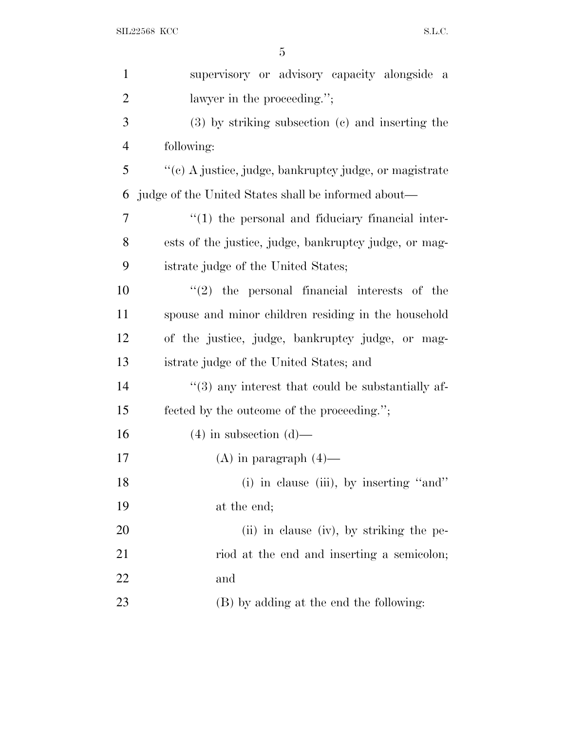supervisory or advisory capacity alongside a lawyer in the proceeding.'';

(3) by striking subsection (c) and inserting the following:

''(c) A justice, judge, bankruptcy judge, or magistrate judge of the United States shall be informed about—

''(1) the personal and fiduciary financial interests of the justice, judge, bankruptcy judge, or magistrate judge of the United States;

''(2) the personal financial interests of the spouse and minor children residing in the household of the justice, judge, bankruptcy judge, or magistrate judge of the United States; and

''(3) any interest that could be substantially affected by the outcome of the proceeding.'';

(4) in subsection (d)—

(A) in paragraph (4)—

(i) in clause (iii), by inserting ''and'' at the end;

(ii) in clause (iv), by striking the period at the end and inserting a semicolon; and

(B) by adding at the end the following: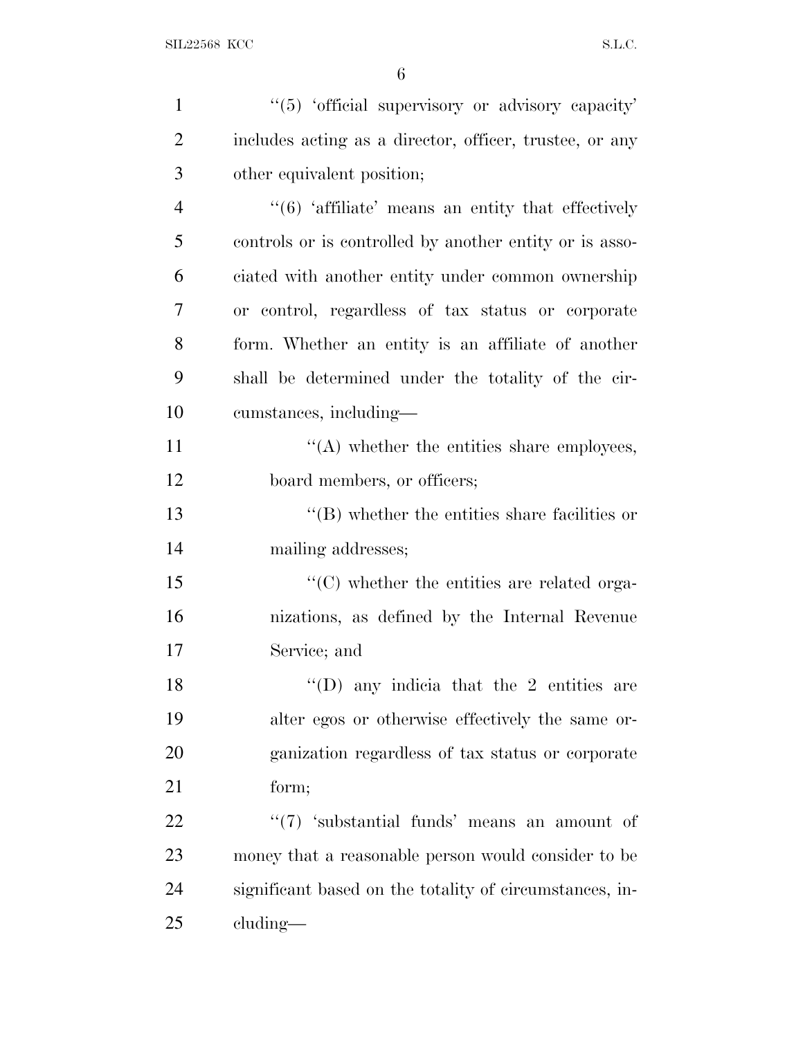''(5) 'official supervisory or advisory capacity' includes acting as a director, officer, trustee, or any other equivalent position;

''(6) 'affiliate' means an entity that effectively controls or is controlled by another entity or is associated with another entity under common ownership or control, regardless of tax status or corporate form. Whether an entity is an affiliate of another shall be determined under the totality of the circumstances, including—

''(A) whether the entities share employees, board members, or officers;

''(B) whether the entities share facilities or mailing addresses;

''(C) whether the entities are related organizations, as defined by the Internal Revenue Service; and

''(D) any indicia that the 2 entities are alter egos or otherwise effectively the same organization regardless of tax status or corporate form;

''(7) 'substantial funds' means an amount of money that a reasonable person would consider to be significant based on the totality of circumstances, including—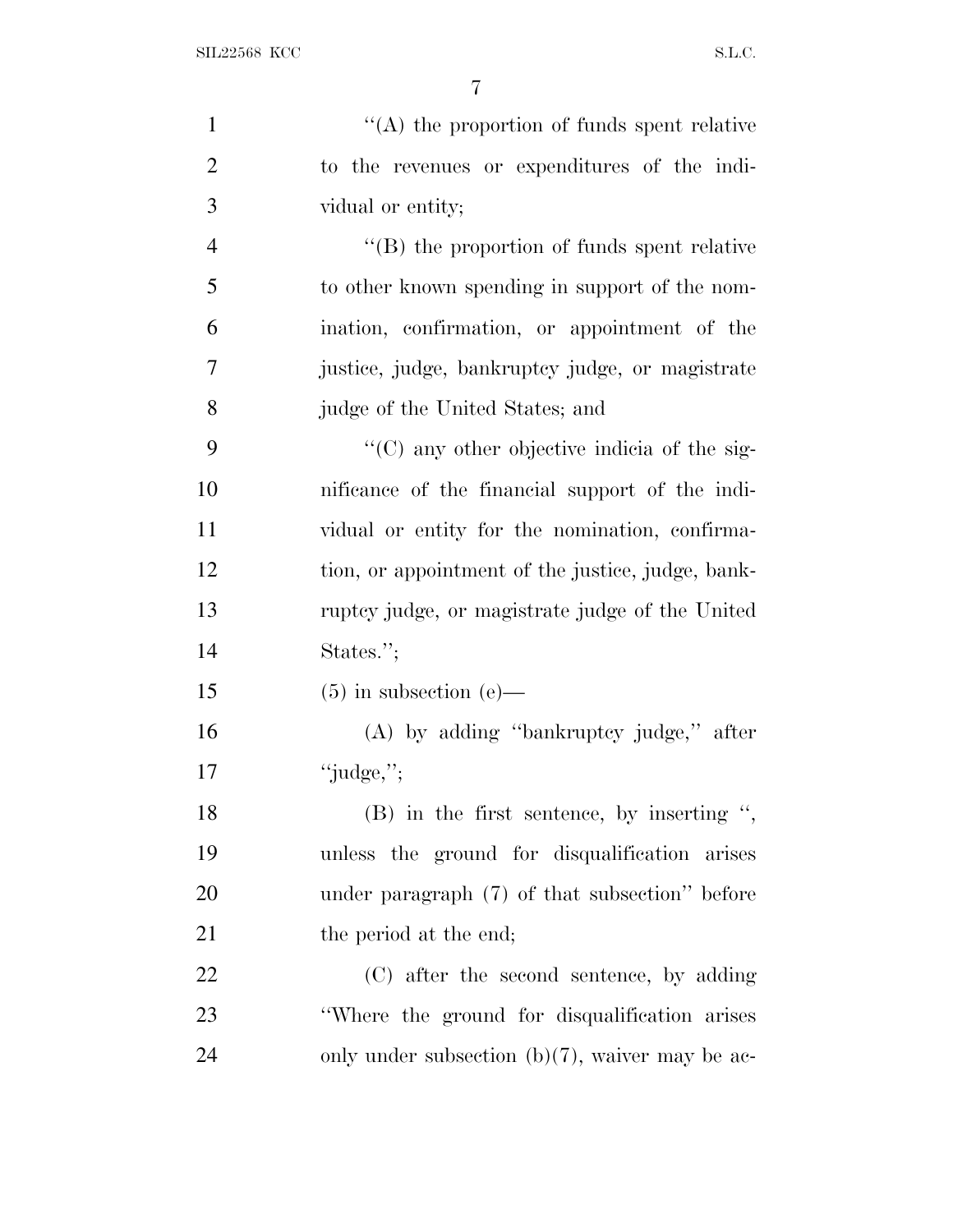"(A) the proportion of funds spent relative to the revenues or expenditures of the individual or entity;

"(B) the proportion of funds spent relative to other known spending in support of the nomination, confirmation, or appointment of the justice, judge, bankruptcy judge, or magistrate judge of the United States; and

"(C) any other objective indicia of the significance of the financial support of the individual or entity for the nomination, confirmation, or appointment of the justice, judge, bankruptcy judge, or magistrate judge of the United States.";

(5) in subsection (e)—

(A) by adding "bankruptcy judge," after "judge,";

(B) in the first sentence, by inserting ", unless the ground for disqualification arises under paragraph (7) of that subsection" before the period at the end;

(C) after the second sentence, by adding "Where the ground for disqualification arises only under subsection (b)(7), waiver may be ac-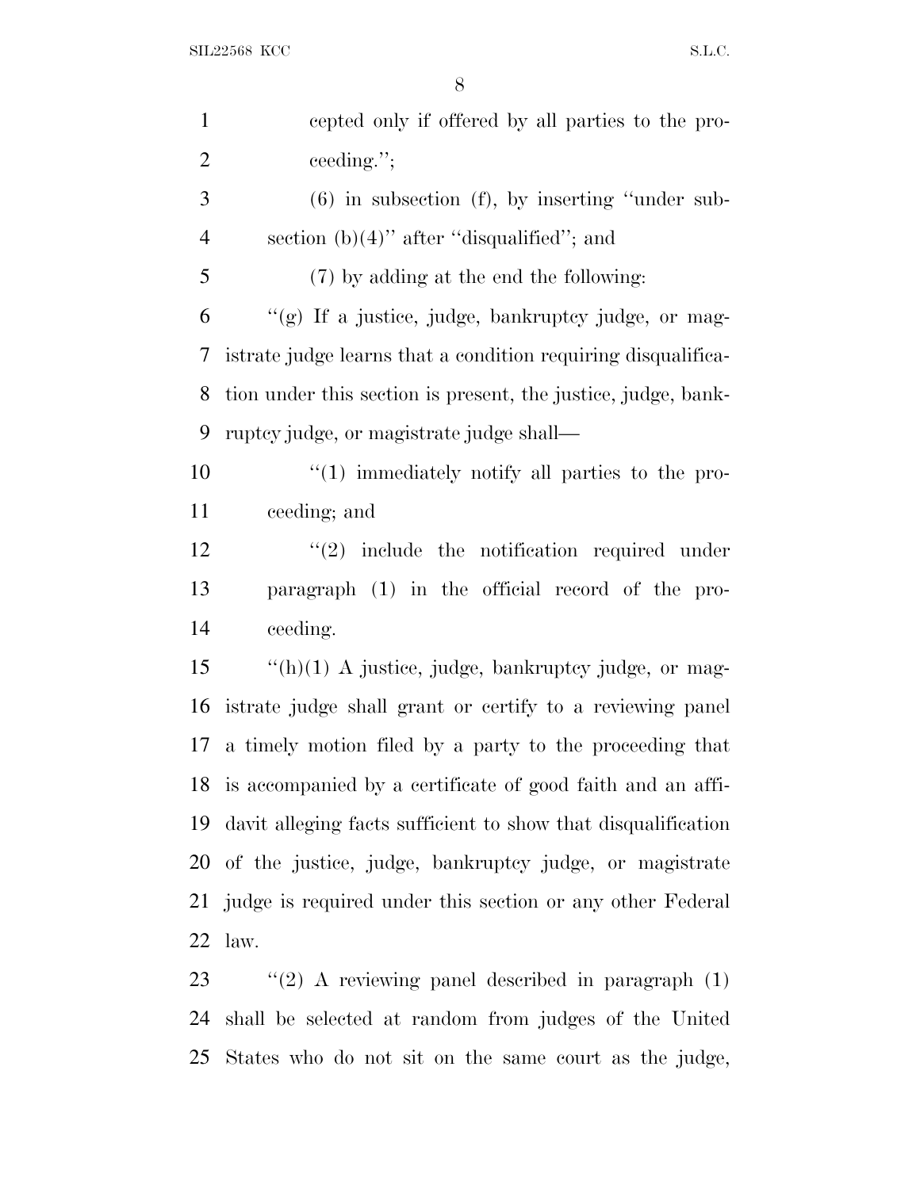cepted only if offered by all parties to the proceeding.'';

(6) in subsection (f), by inserting ''under subsection (b)(4)'' after ''disqualified''; and

(7) by adding at the end the following:

''(g) If a justice, judge, bankruptcy judge, or magistrate judge learns that a condition requiring disqualification under this section is present, the justice, judge, bankruptcy judge, or magistrate judge shall—

''(1) immediately notify all parties to the proceeding; and

''(2) include the notification required under paragraph (1) in the official record of the proceeding.

''(h)(1) A justice, judge, bankruptcy judge, or magistrate judge shall grant or certify to a reviewing panel a timely motion filed by a party to the proceeding that is accompanied by a certificate of good faith and an affidavit alleging facts sufficient to show that disqualification of the justice, judge, bankruptcy judge, or magistrate judge is required under this section or any other Federal law.

''(2) A reviewing panel described in paragraph (1) shall be selected at random from judges of the United States who do not sit on the same court as the judge,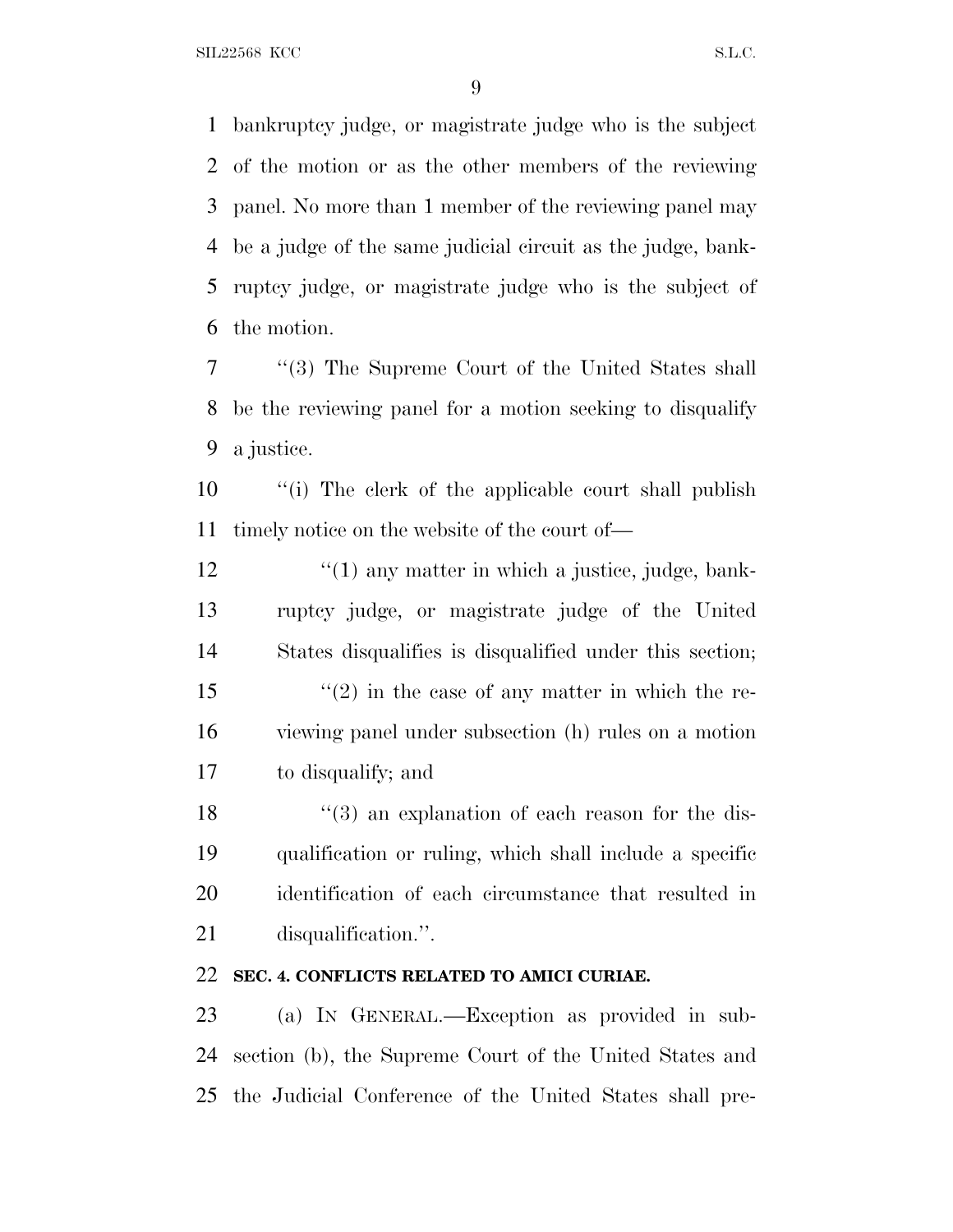bankruptcy judge, or magistrate judge who is the subject of the motion or as the other members of the reviewing panel. No more than 1 member of the reviewing panel may be a judge of the same judicial circuit as the judge, bankruptcy judge, or magistrate judge who is the subject of the motion.

''(3) The Supreme Court of the United States shall be the reviewing panel for a motion seeking to disqualify a justice.

''(i) The clerk of the applicable court shall publish timely notice on the website of the court of—

''(1) any matter in which a justice, judge, bankruptcy judge, or magistrate judge of the United States disqualifies is disqualified under this section;

''(2) in the case of any matter in which the reviewing panel under subsection (h) rules on a motion to disqualify; and

''(3) an explanation of each reason for the disqualification or ruling, which shall include a specific identification of each circumstance that resulted in disqualification.''.

**SEC. 4. CONFLICTS RELATED TO AMICI CURIAE.**

(a) IN GENERAL.—Exception as provided in subsection (b), the Supreme Court of the United States and the Judicial Conference of the United States shall pre-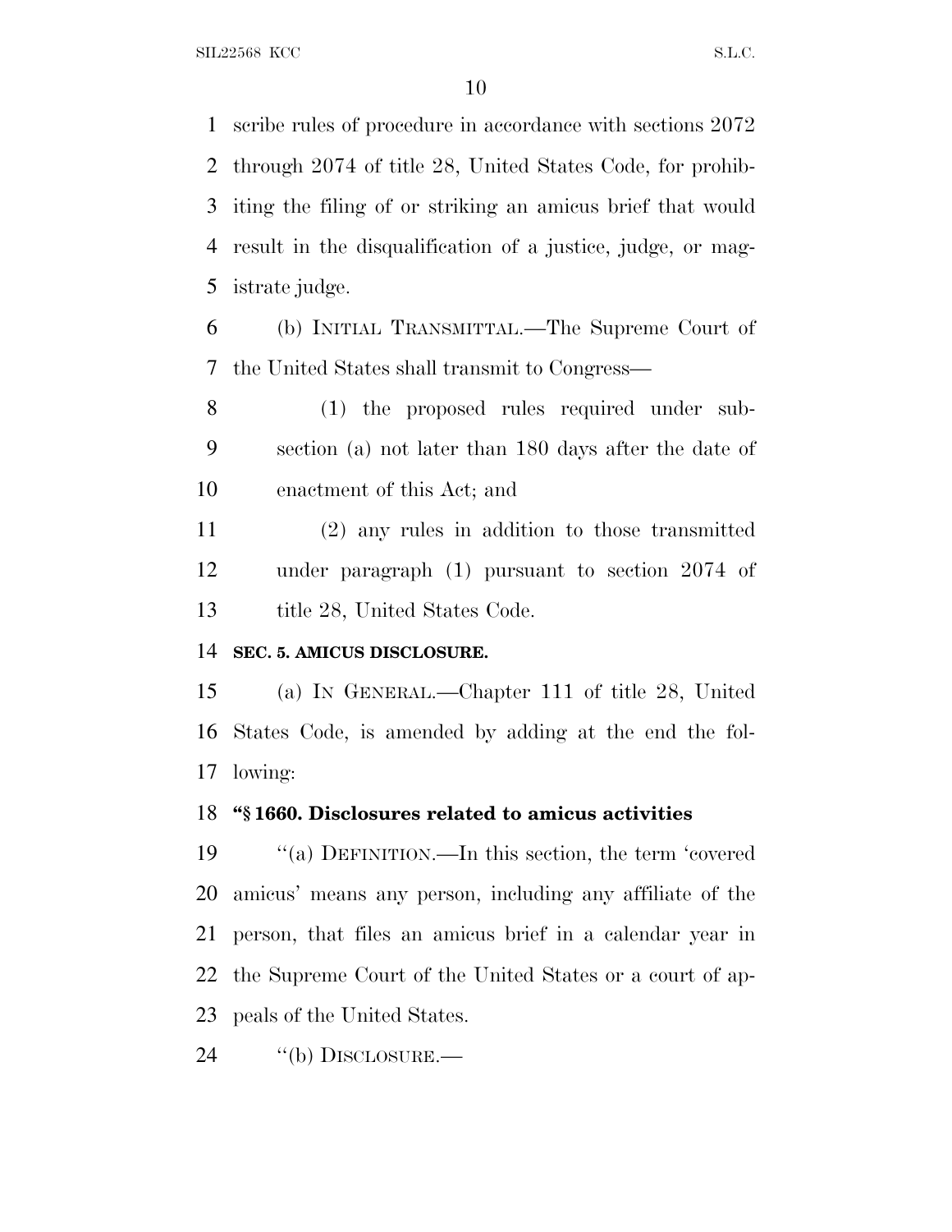scribe rules of procedure in accordance with sections 2072 through 2074 of title 28, United States Code, for prohibiting the filing of or striking an amicus brief that would result in the disqualification of a justice, judge, or magistrate judge.

(b) INITIAL TRANSMITTAL.—The Supreme Court of the United States shall transmit to Congress—

(1) the proposed rules required under subsection (a) not later than 180 days after the date of enactment of this Act; and

(2) any rules in addition to those transmitted under paragraph (1) pursuant to section 2074 of title 28, United States Code.

**SEC. 5. AMICUS DISCLOSURE.**

(a) IN GENERAL.—Chapter 111 of title 28, United States Code, is amended by adding at the end the following:

**"§ 1660. Disclosures related to amicus activities**

"(a) DEFINITION.—In this section, the term 'covered amicus' means any person, including any affiliate of the person, that files an amicus brief in a calendar year in the Supreme Court of the United States or a court of appeals of the United States.

"(b) DISCLOSURE.—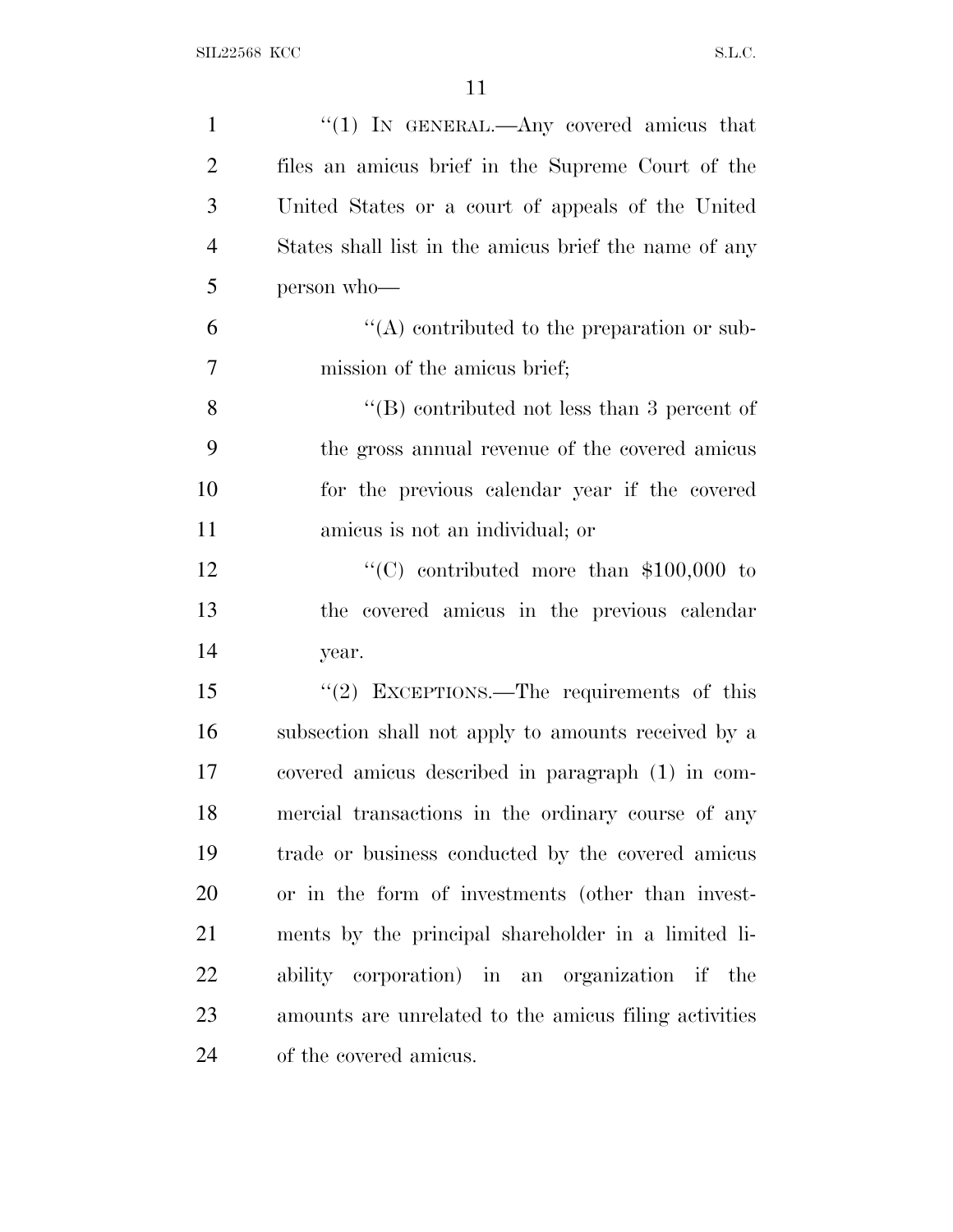"(1) IN GENERAL.—Any covered amicus that files an amicus brief in the Supreme Court of the United States or a court of appeals of the United States shall list in the amicus brief the name of any person who—

"(A) contributed to the preparation or submission of the amicus brief;

"(B) contributed not less than 3 percent of the gross annual revenue of the covered amicus for the previous calendar year if the covered amicus is not an individual; or

"(C) contributed more than $100,000 to the covered amicus in the previous calendar year.

"(2) EXCEPTIONS.—The requirements of this subsection shall not apply to amounts received by a covered amicus described in paragraph (1) in commercial transactions in the ordinary course of any trade or business conducted by the covered amicus or in the form of investments (other than investments by the principal shareholder in a limited liability corporation) in an organization if the amounts are unrelated to the amicus filing activities of the covered amicus.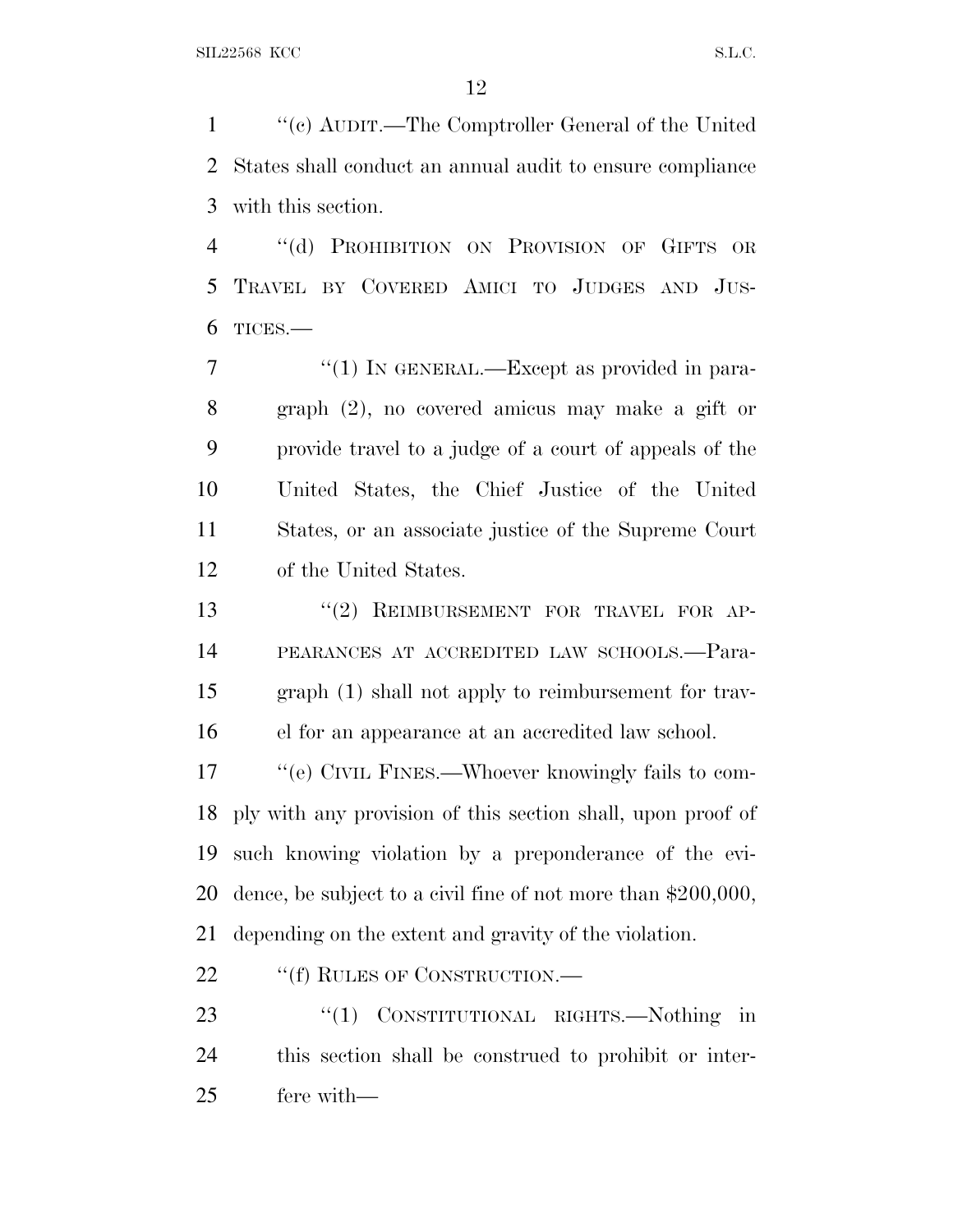"(c) AUDIT.—The Comptroller General of the United States shall conduct an annual audit to ensure compliance with this section.

"(d) PROHIBITION ON PROVISION OF GIFTS OR TRAVEL BY COVERED AMICI TO JUDGES AND JUSTICES.—

"(1) IN GENERAL.—Except as provided in paragraph (2), no covered amicus may make a gift or provide travel to a judge of a court of appeals of the United States, the Chief Justice of the United States, or an associate justice of the Supreme Court of the United States.

"(2) REIMBURSEMENT FOR TRAVEL FOR APPEARANCES AT ACCREDITED LAW SCHOOLS.—Paragraph (1) shall not apply to reimbursement for travel for an appearance at an accredited law school.

"(e) CIVIL FINES.—Whoever knowingly fails to comply with any provision of this section shall, upon proof of such knowing violation by a preponderance of the evidence, be subject to a civil fine of not more than $200,000, depending on the extent and gravity of the violation.

"(f) RULES OF CONSTRUCTION.—

"(1) CONSTITUTIONAL RIGHTS.—Nothing in this section shall be construed to prohibit or interfere with—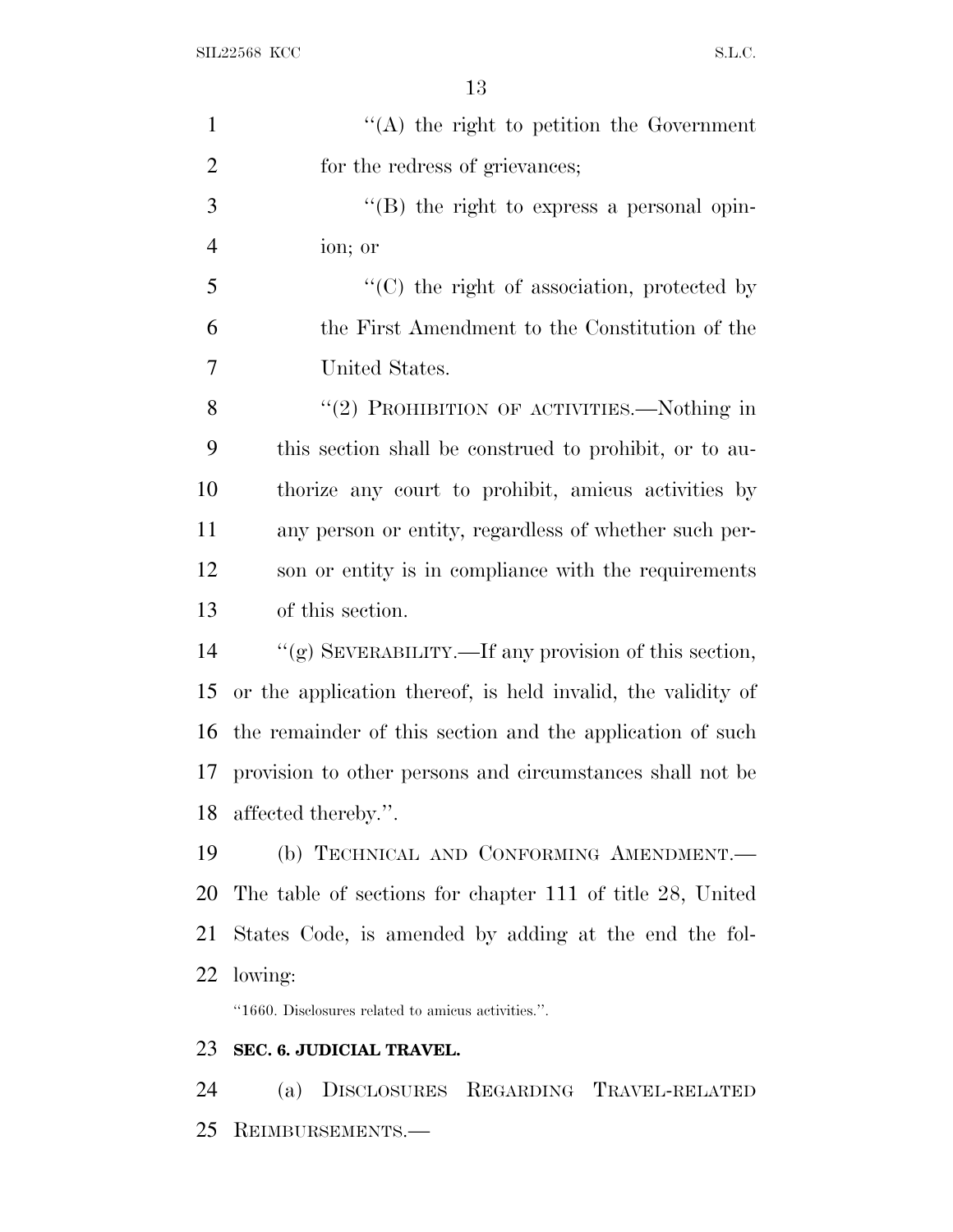''(A) the right to petition the Government for the redress of grievances;

''(B) the right to express a personal opinion; or

''(C) the right of association, protected by the First Amendment to the Constitution of the United States.

''(2) PROHIBITION OF ACTIVITIES.—Nothing in this section shall be construed to prohibit, or to authorize any court to prohibit, amicus activities by any person or entity, regardless of whether such person or entity is in compliance with the requirements of this section.

''(g) SEVERABILITY.—If any provision of this section, or the application thereof, is held invalid, the validity of the remainder of this section and the application of such provision to other persons and circumstances shall not be affected thereby.''.

(b) TECHNICAL AND CONFORMING AMENDMENT.—The table of sections for chapter 111 of title 28, United States Code, is amended by adding at the end the following:

''1660. Disclosures related to amicus activities.''.

**SEC. 6. JUDICIAL TRAVEL.**

(a) DISCLOSURES REGARDING TRAVEL-RELATED REIMBURSEMENTS.—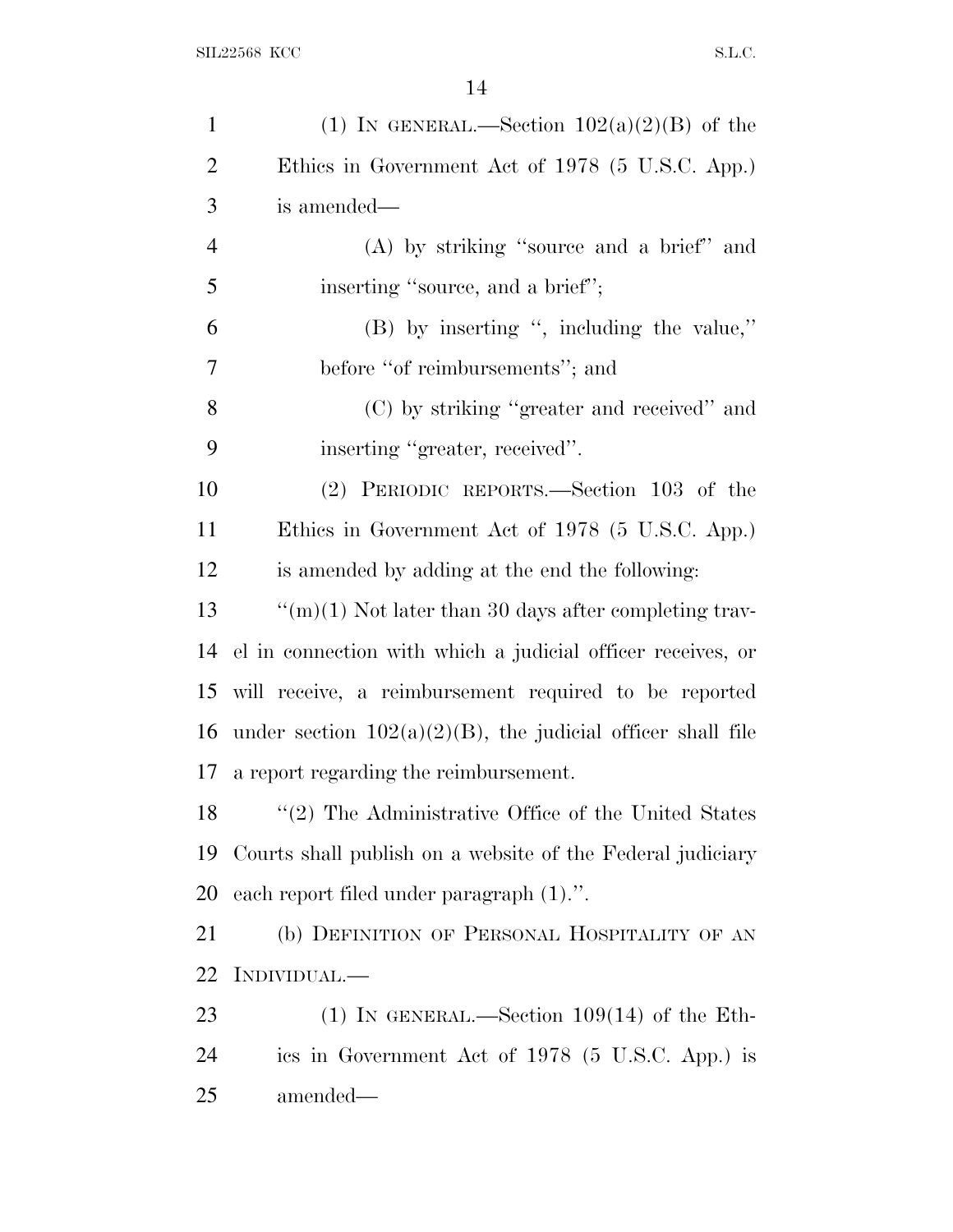(1) IN GENERAL.—Section 102(a)(2)(B) of the Ethics in Government Act of 1978 (5 U.S.C. App.) is amended—

(A) by striking ''source and a brief'' and inserting ''source, and a brief'';

(B) by inserting '', including the value,'' before ''of reimbursements''; and

(C) by striking ''greater and received'' and inserting ''greater, received''.

(2) PERIODIC REPORTS.—Section 103 of the Ethics in Government Act of 1978 (5 U.S.C. App.) is amended by adding at the end the following:

''(m)(1) Not later than 30 days after completing travel in connection with which a judicial officer receives, or will receive, a reimbursement required to be reported under section 102(a)(2)(B), the judicial officer shall file a report regarding the reimbursement.

''(2) The Administrative Office of the United States Courts shall publish on a website of the Federal judiciary each report filed under paragraph (1).''.

(b) DEFINITION OF PERSONAL HOSPITALITY OF AN INDIVIDUAL.—

(1) IN GENERAL.—Section 109(14) of the Ethics in Government Act of 1978 (5 U.S.C. App.) is amended—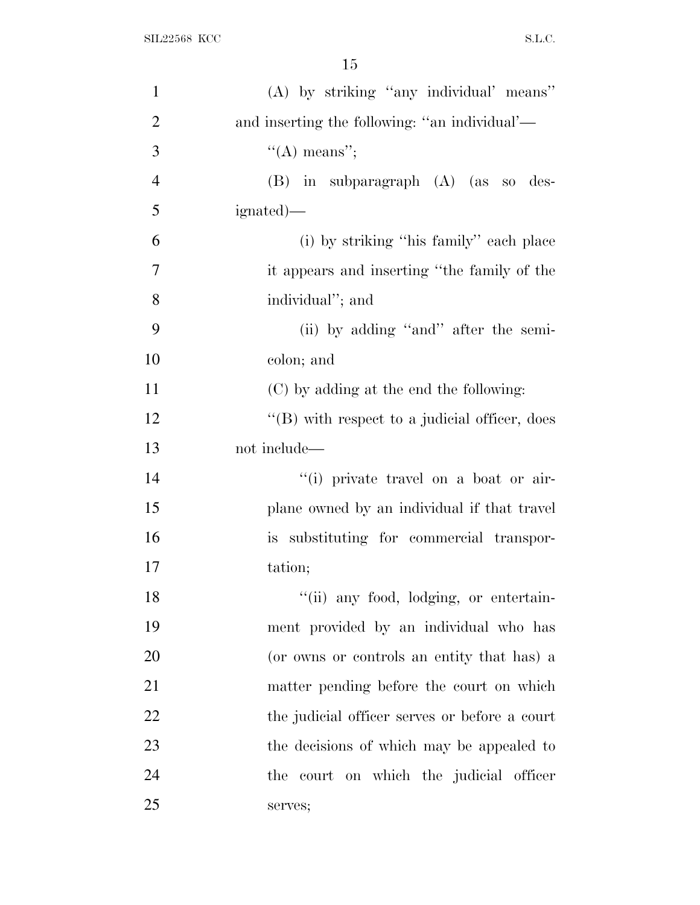(A) by striking ''any individual' means'' and inserting the following: ''an individual'—

''(A) means'';

(B) in subparagraph (A) (as so designated)—

(i) by striking ''his family'' each place it appears and inserting ''the family of the individual''; and

(ii) by adding ''and'' after the semicolon; and

(C) by adding at the end the following:

''(B) with respect to a judicial officer, does not include—

''(i) private travel on a boat or airplane owned by an individual if that travel is substituting for commercial transportation;

''(ii) any food, lodging, or entertainment provided by an individual who has (or owns or controls an entity that has) a matter pending before the court on which the judicial officer serves or before a court the decisions of which may be appealed to the court on which the judicial officer serves;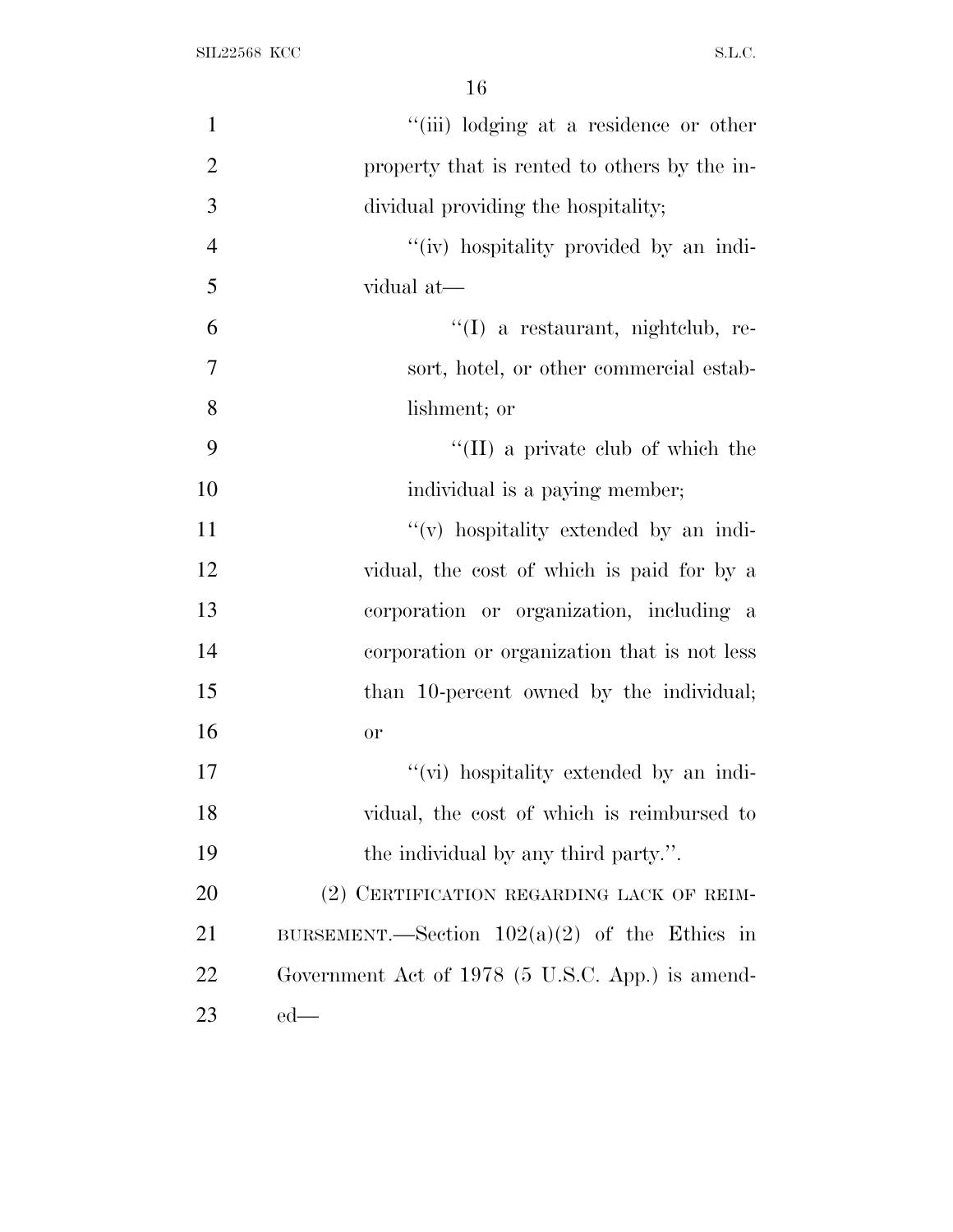"(iii) lodging at a residence or other property that is rented to others by the individual providing the hospitality;

"(iv) hospitality provided by an individual at—

"(I) a restaurant, nightclub, resort, hotel, or other commercial establishment; or

"(II) a private club of which the individual is a paying member;

"(v) hospitality extended by an individual, the cost of which is paid for by a corporation or organization, including a corporation or organization that is not less than 10-percent owned by the individual; or

"(vi) hospitality extended by an individual, the cost of which is reimbursed to the individual by any third party.".

(2) CERTIFICATION REGARDING LACK OF REIMBURSEMENT.—Section 102(a)(2) of the Ethics in Government Act of 1978 (5 U.S.C. App.) is amended—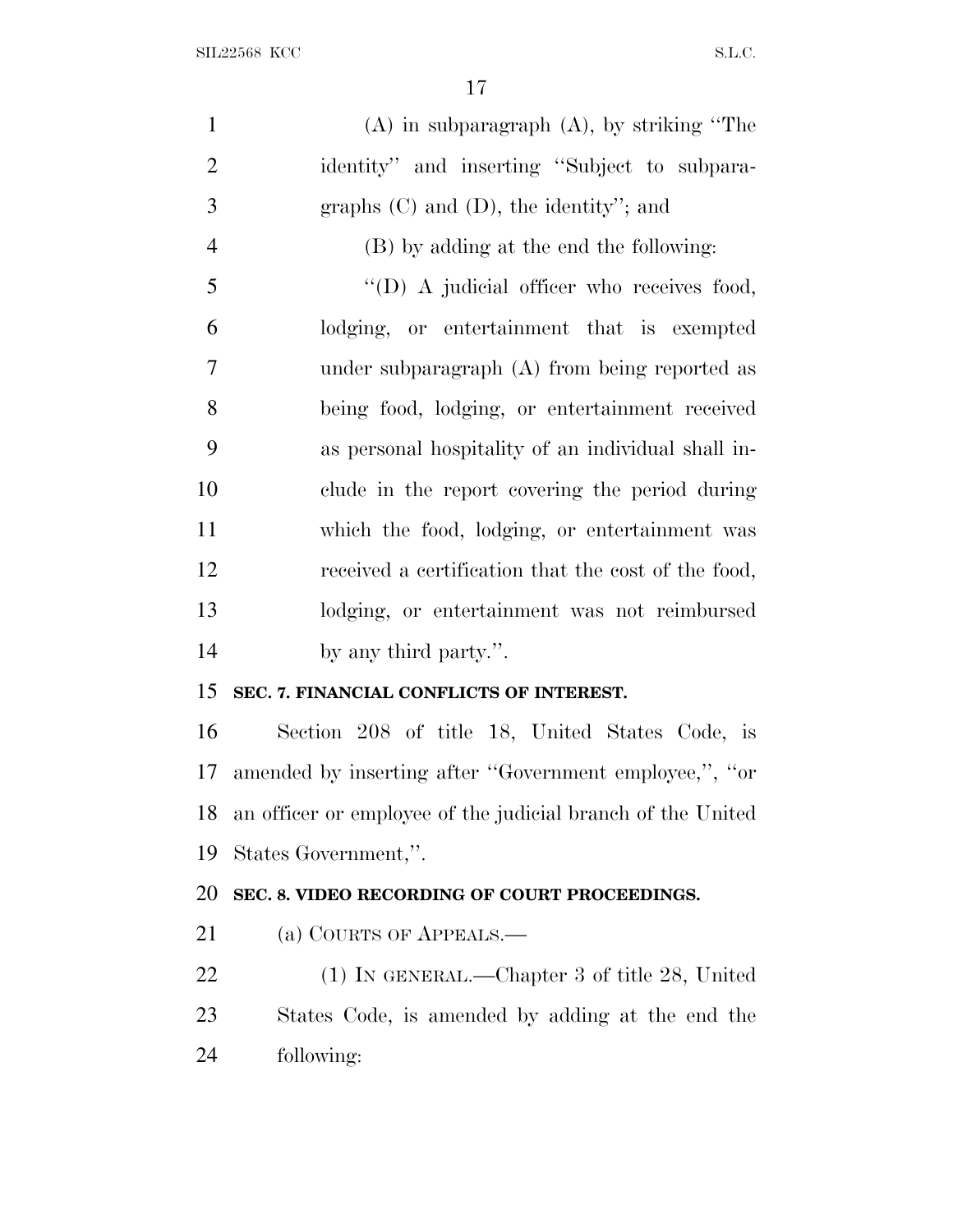(A) in subparagraph (A), by striking ''The identity'' and inserting ''Subject to subparagraphs (C) and (D), the identity''; and

(B) by adding at the end the following:

''(D) A judicial officer who receives food, lodging, or entertainment that is exempted under subparagraph (A) from being reported as being food, lodging, or entertainment received as personal hospitality of an individual shall include in the report covering the period during which the food, lodging, or entertainment was received a certification that the cost of the food, lodging, or entertainment was not reimbursed by any third party.''.

**SEC. 7. FINANCIAL CONFLICTS OF INTEREST.**

Section 208 of title 18, United States Code, is amended by inserting after ''Government employee,'', ''or an officer or employee of the judicial branch of the United States Government,''.

**SEC. 8. VIDEO RECORDING OF COURT PROCEEDINGS.**

(a) COURTS OF APPEALS.—

(1) IN GENERAL.—Chapter 3 of title 28, United States Code, is amended by adding at the end the following: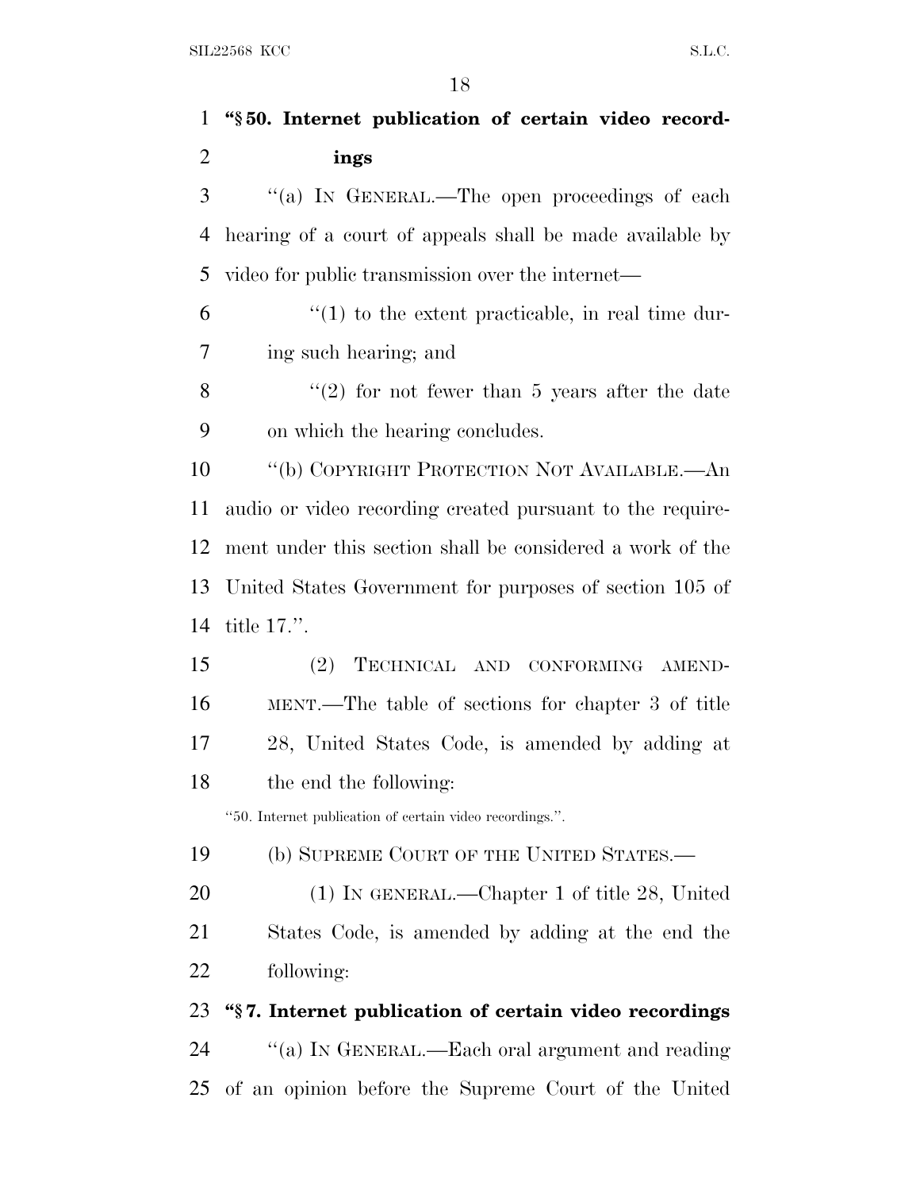**"§ 50. Internet publication of certain video recordings**

"(a) IN GENERAL.—The open proceedings of each hearing of a court of appeals shall be made available by video for public transmission over the internet—

"(1) to the extent practicable, in real time during such hearing; and

"(2) for not fewer than 5 years after the date on which the hearing concludes.

"(b) COPYRIGHT PROTECTION NOT AVAILABLE.—An audio or video recording created pursuant to the requirement under this section shall be considered a work of the United States Government for purposes of section 105 of title 17.".

(2) TECHNICAL AND CONFORMING AMENDMENT.—The table of sections for chapter 3 of title 28, United States Code, is amended by adding at the end the following:

"50. Internet publication of certain video recordings.".

(b) SUPREME COURT OF THE UNITED STATES.—

(1) IN GENERAL.—Chapter 1 of title 28, United States Code, is amended by adding at the end the following:

**"§ 7. Internet publication of certain video recordings**

"(a) IN GENERAL.—Each oral argument and reading of an opinion before the Supreme Court of the United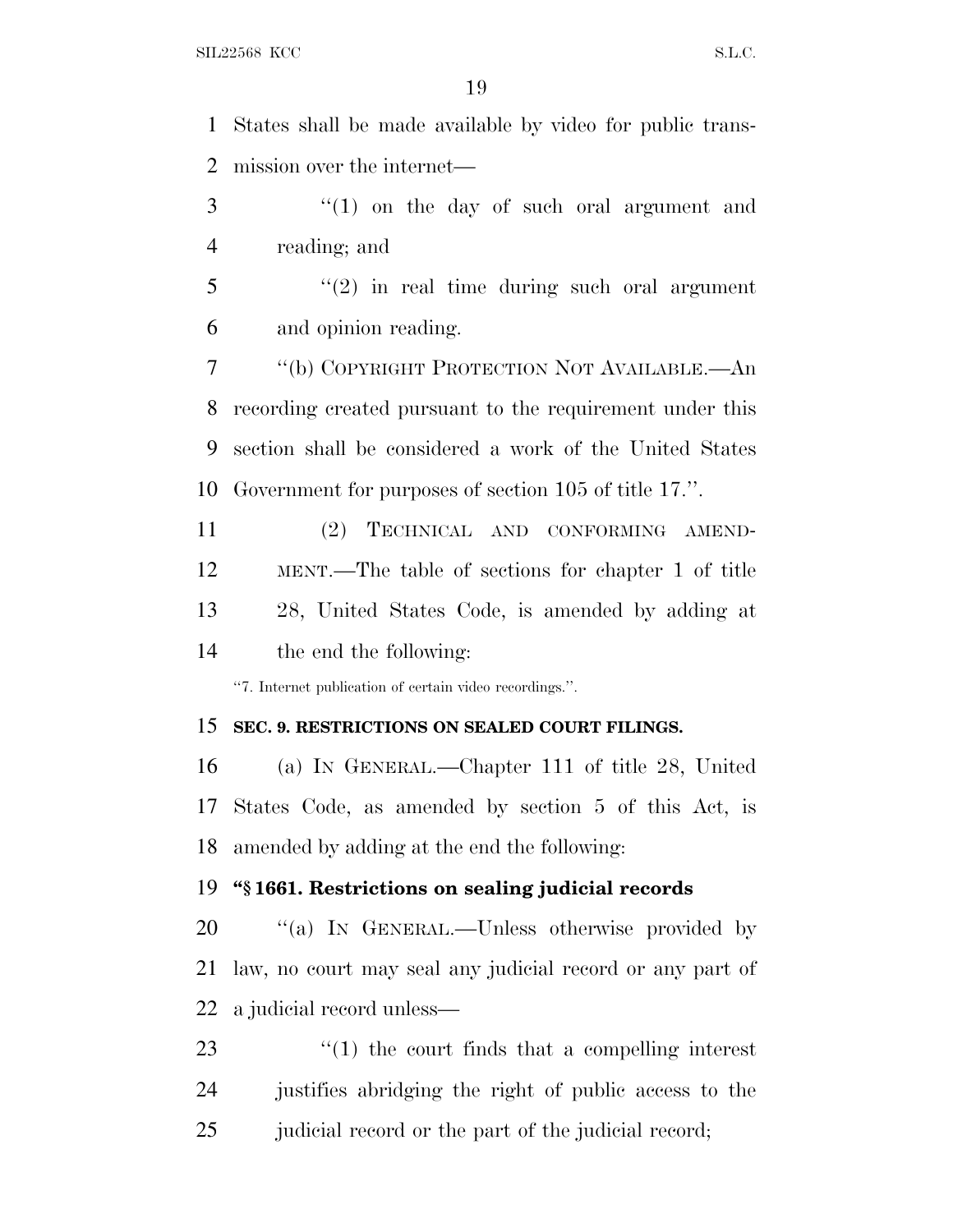States shall be made available by video for public transmission over the internet—

"(1) on the day of such oral argument and reading; and

"(2) in real time during such oral argument and opinion reading.

"(b) COPYRIGHT PROTECTION NOT AVAILABLE.—An recording created pursuant to the requirement under this section shall be considered a work of the United States Government for purposes of section 105 of title 17.".

(2) TECHNICAL AND CONFORMING AMENDMENT.—The table of sections for chapter 1 of title 28, United States Code, is amended by adding at the end the following:

"7. Internet publication of certain video recordings.".

**SEC. 9. RESTRICTIONS ON SEALED COURT FILINGS.**

(a) IN GENERAL.—Chapter 111 of title 28, United States Code, as amended by section 5 of this Act, is amended by adding at the end the following:

**"§ 1661. Restrictions on sealing judicial records**

"(a) IN GENERAL.—Unless otherwise provided by law, no court may seal any judicial record or any part of a judicial record unless—

"(1) the court finds that a compelling interest justifies abridging the right of public access to the judicial record or the part of the judicial record;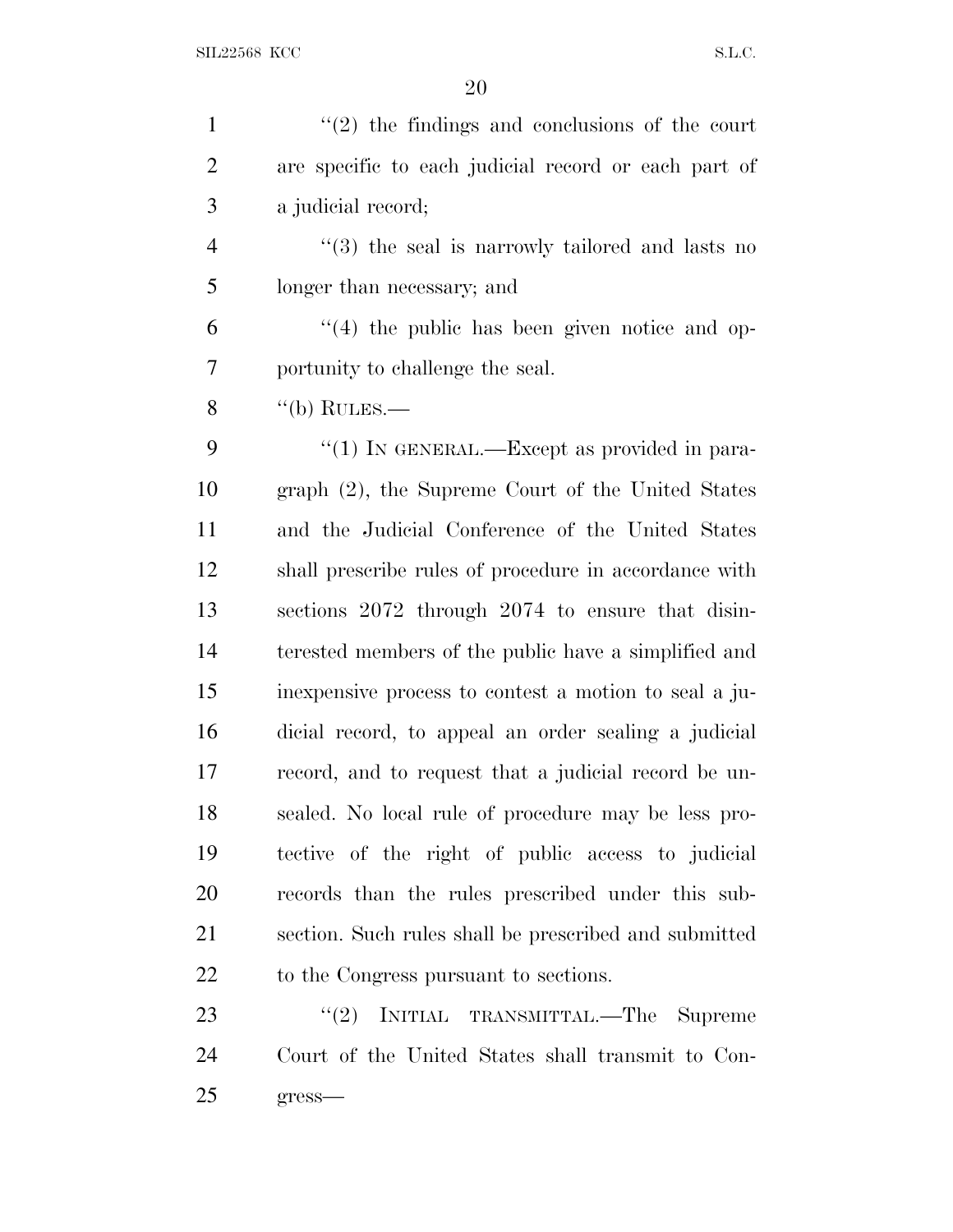''(2) the findings and conclusions of the court are specific to each judicial record or each part of a judicial record;

''(3) the seal is narrowly tailored and lasts no longer than necessary; and

''(4) the public has been given notice and opportunity to challenge the seal.

''(b) RULES.—

''(1) IN GENERAL.—Except as provided in paragraph (2), the Supreme Court of the United States and the Judicial Conference of the United States shall prescribe rules of procedure in accordance with sections 2072 through 2074 to ensure that disinterested members of the public have a simplified and inexpensive process to contest a motion to seal a judicial record, to appeal an order sealing a judicial record, and to request that a judicial record be unsealed. No local rule of procedure may be less protective of the right of public access to judicial records than the rules prescribed under this subsection. Such rules shall be prescribed and submitted to the Congress pursuant to sections.

''(2) INITIAL TRANSMITTAL.—The Supreme Court of the United States shall transmit to Congress—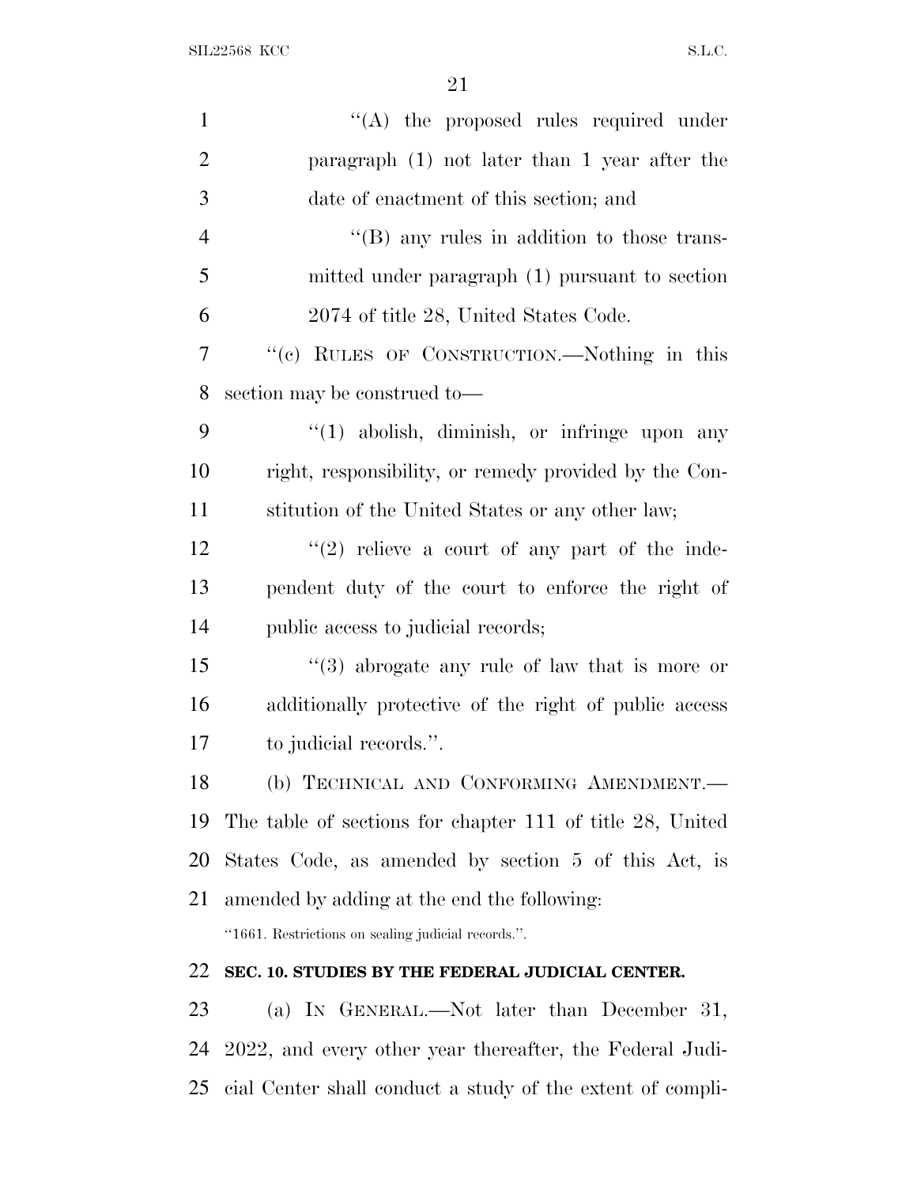''(A) the proposed rules required under paragraph (1) not later than 1 year after the date of enactment of this section; and

''(B) any rules in addition to those transmitted under paragraph (1) pursuant to section 2074 of title 28, United States Code.

''(c) RULES OF CONSTRUCTION.—Nothing in this section may be construed to—

''(1) abolish, diminish, or infringe upon any right, responsibility, or remedy provided by the Constitution of the United States or any other law;

''(2) relieve a court of any part of the independent duty of the court to enforce the right of public access to judicial records;

''(3) abrogate any rule of law that is more or additionally protective of the right of public access to judicial records.''.

(b) TECHNICAL AND CONFORMING AMENDMENT.—The table of sections for chapter 111 of title 28, United States Code, as amended by section 5 of this Act, is amended by adding at the end the following:

''1661. Restrictions on sealing judicial records.''.

**SEC. 10. STUDIES BY THE FEDERAL JUDICIAL CENTER.**

(a) IN GENERAL.—Not later than December 31, 2022, and every other year thereafter, the Federal Judicial Center shall conduct a study of the extent of compli-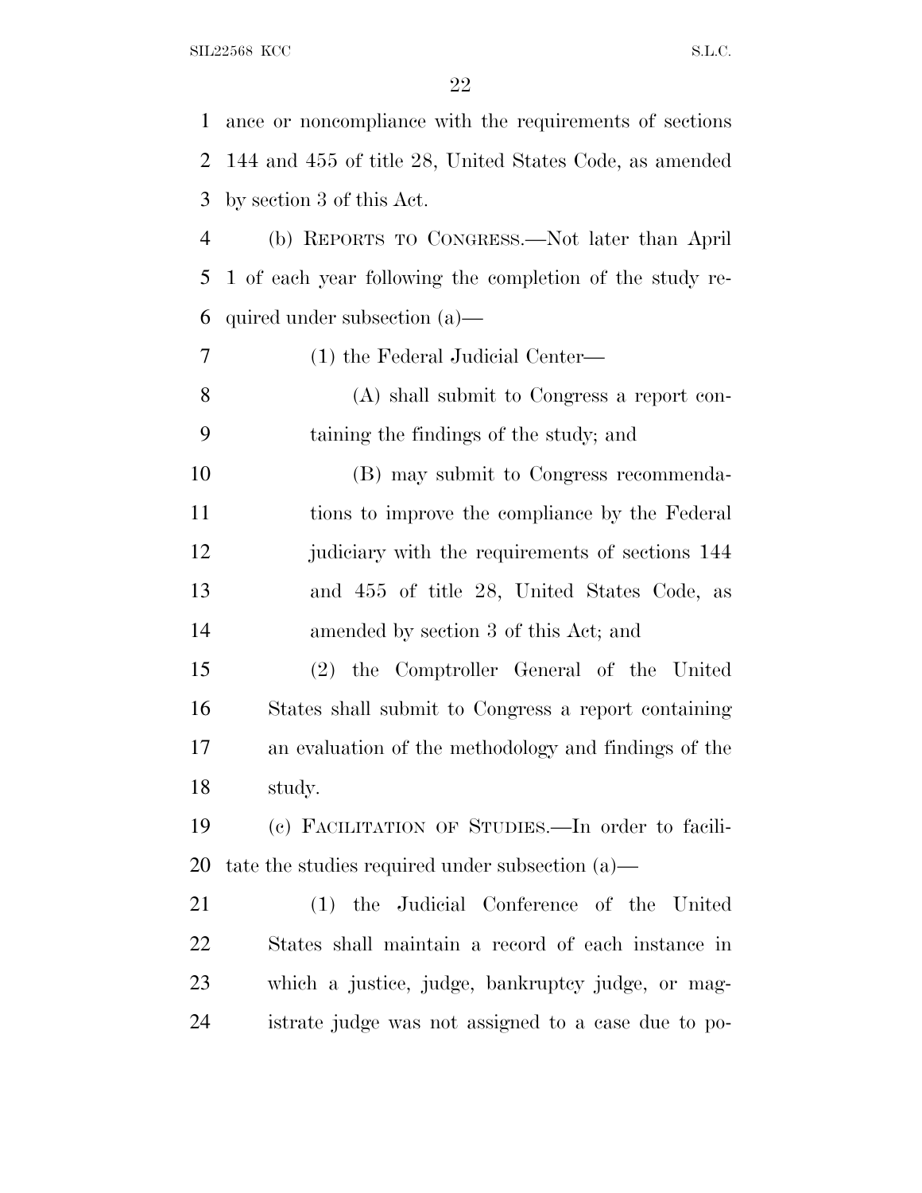ance or noncompliance with the requirements of sections 144 and 455 of title 28, United States Code, as amended by section 3 of this Act.

(b) REPORTS TO CONGRESS.—Not later than April 1 of each year following the completion of the study required under subsection (a)—

(1) the Federal Judicial Center—

(A) shall submit to Congress a report containing the findings of the study; and

(B) may submit to Congress recommendations to improve the compliance by the Federal judiciary with the requirements of sections 144 and 455 of title 28, United States Code, as amended by section 3 of this Act; and

(2) the Comptroller General of the United States shall submit to Congress a report containing an evaluation of the methodology and findings of the study.

(c) FACILITATION OF STUDIES.—In order to facilitate the studies required under subsection (a)—

(1) the Judicial Conference of the United States shall maintain a record of each instance in which a justice, judge, bankruptcy judge, or magistrate judge was not assigned to a case due to po-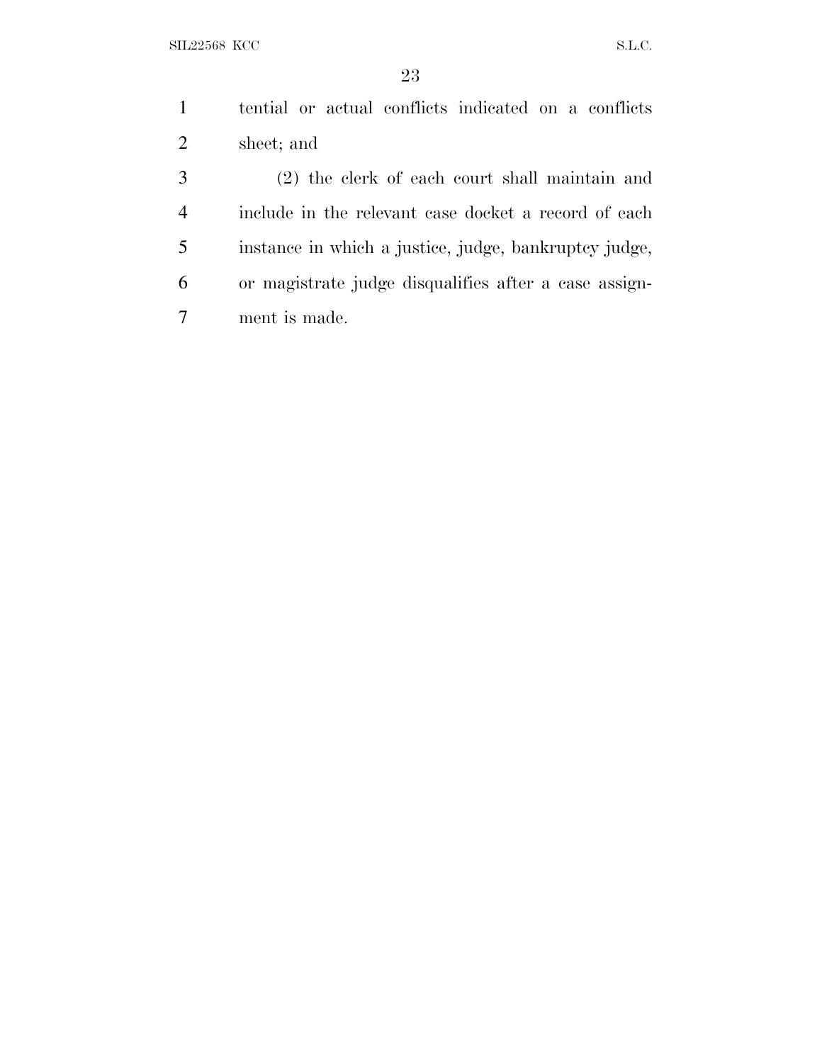tential or actual conflicts indicated on a conflicts sheet; and

(2) the clerk of each court shall maintain and include in the relevant case docket a record of each instance in which a justice, judge, bankruptcy judge, or magistrate judge disqualifies after a case assignment is made.